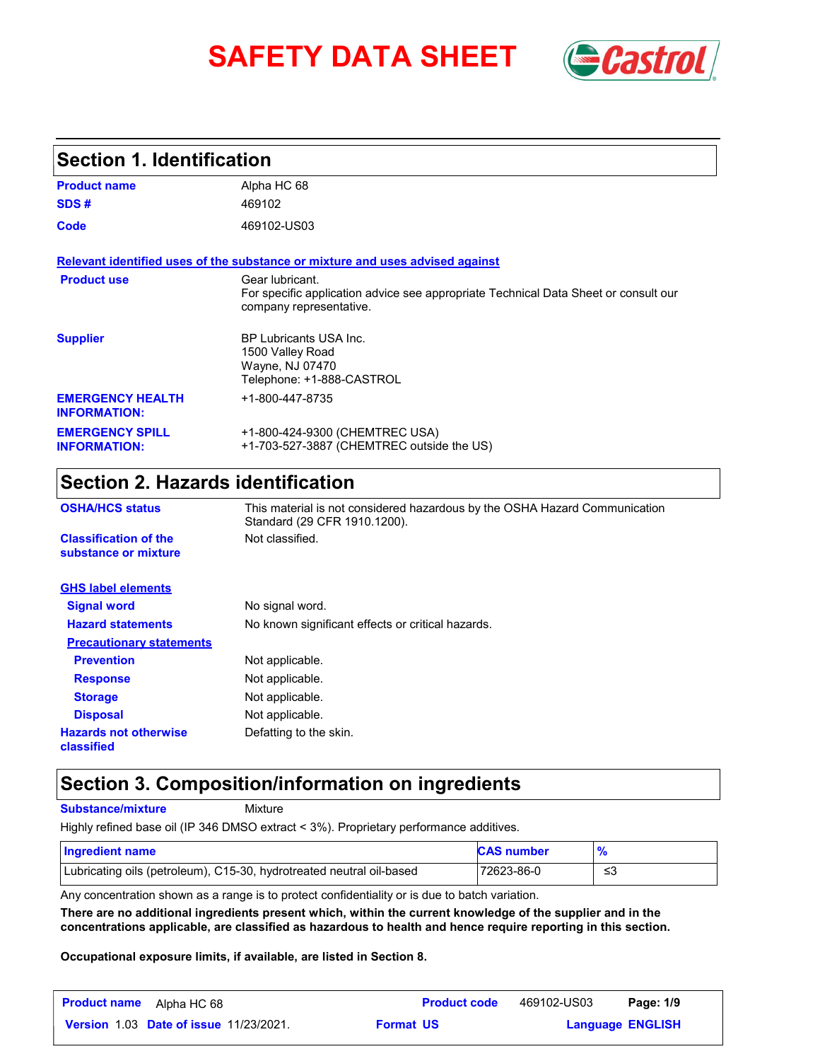# SAFETY DATA SHEET

## Section 1. Identification

| | |
|---|---|
| **Product name** | Alpha HC 68 |
| **SDS #** | 469102 |
| **Code** | 469102-US03 |

**Relevant identified uses of the substance or mixture and uses advised against**

| | |
|---|---|
| **Product use** | Gear lubricant.<br>For specific application advice see appropriate Technical Data Sheet or consult our company representative. |
| **Supplier** | BP Lubricants USA Inc.<br>1500 Valley Road<br>Wayne, NJ 07470<br>Telephone: +1-888-CASTROL |
| **EMERGENCY HEALTH INFORMATION:** | +1-800-447-8735 |
| **EMERGENCY SPILL INFORMATION:** | +1-800-424-9300 (CHEMTREC USA)<br>+1-703-527-3887 (CHEMTREC outside the US) |

## Section 2. Hazards identification

| | |
|---|---|
| **OSHA/HCS status** | This material is not considered hazardous by the OSHA Hazard Communication Standard (29 CFR 1910.1200). |
| **Classification of the substance or mixture** | Not classified. |

**GHS label elements**

| | |
|---|---|
| **Signal word** | No signal word. |
| **Hazard statements** | No known significant effects or critical hazards. |

**Precautionary statements**

| | |
|---|---|
| **Prevention** | Not applicable. |
| **Response** | Not applicable. |
| **Storage** | Not applicable. |
| **Disposal** | Not applicable. |
| **Hazards not otherwise classified** | Defatting to the skin. |

## Section 3. Composition/information on ingredients

**Substance/mixture** Mixture

Highly refined base oil (IP 346 DMSO extract < 3%). Proprietary performance additives.

| Ingredient name | CAS number | % |
|---|---|---|
| Lubricating oils (petroleum), C15-30, hydrotreated neutral oil-based | 72623-86-0 | ≤3 |

Any concentration shown as a range is to protect confidentiality or is due to batch variation.

**There are no additional ingredients present which, within the current knowledge of the supplier and in the concentrations applicable, are classified as hazardous to health and hence require reporting in this section.**

**Occupational exposure limits, if available, are listed in Section 8.**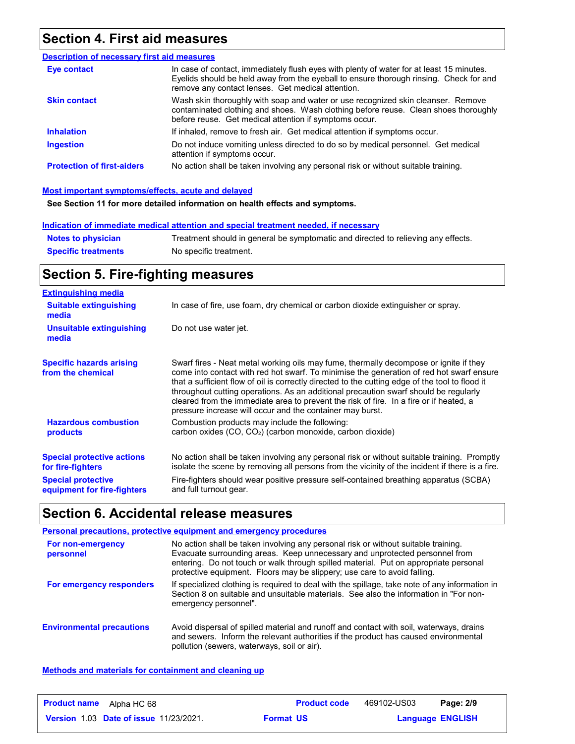## Section 4. First aid measures

### Description of necessary first aid measures

**Eye contact**: In case of contact, immediately flush eyes with plenty of water for at least 15 minutes. Eyelids should be held away from the eyeball to ensure thorough rinsing. Check for and remove any contact lenses. Get medical attention.

**Skin contact**: Wash skin thoroughly with soap and water or use recognized skin cleanser. Remove contaminated clothing and shoes. Wash clothing before reuse. Clean shoes thoroughly before reuse. Get medical attention if symptoms occur.

**Inhalation**: If inhaled, remove to fresh air. Get medical attention if symptoms occur.

**Ingestion**: Do not induce vomiting unless directed to do so by medical personnel. Get medical attention if symptoms occur.

**Protection of first-aiders**: No action shall be taken involving any personal risk or without suitable training.

### Most important symptoms/effects, acute and delayed

**See Section 11 for more detailed information on health effects and symptoms.**

### Indication of immediate medical attention and special treatment needed, if necessary

**Notes to physician**: Treatment should in general be symptomatic and directed to relieving any effects.

**Specific treatments**: No specific treatment.

## Section 5. Fire-fighting measures

### Extinguishing media

**Suitable extinguishing media**: In case of fire, use foam, dry chemical or carbon dioxide extinguisher or spray.

**Unsuitable extinguishing media**: Do not use water jet.

**Specific hazards arising from the chemical**: Swarf fires - Neat metal working oils may fume, thermally decompose or ignite if they come into contact with red hot swarf. To minimise the generation of red hot swarf ensure that a sufficient flow of oil is correctly directed to the cutting edge of the tool to flood it throughout cutting operations. As an additional precaution swarf should be regularly cleared from the immediate area to prevent the risk of fire. In a fire or if heated, a pressure increase will occur and the container may burst.

**Hazardous combustion products**: Combustion products may include the following:
carbon oxides (CO, $CO_2$) (carbon monoxide, carbon dioxide)

**Special protective actions for fire-fighters**: No action shall be taken involving any personal risk or without suitable training. Promptly isolate the scene by removing all persons from the vicinity of the incident if there is a fire.

**Special protective equipment for fire-fighters**: Fire-fighters should wear positive pressure self-contained breathing apparatus (SCBA) and full turnout gear.

## Section 6. Accidental release measures

### Personal precautions, protective equipment and emergency procedures

**For non-emergency personnel**: No action shall be taken involving any personal risk or without suitable training. Evacuate surrounding areas. Keep unnecessary and unprotected personnel from entering. Do not touch or walk through spilled material. Put on appropriate personal protective equipment. Floors may be slippery; use care to avoid falling.

**For emergency responders**: If specialized clothing is required to deal with the spillage, take note of any information in Section 8 on suitable and unsuitable materials. See also the information in "For non-emergency personnel".

**Environmental precautions**: Avoid dispersal of spilled material and runoff and contact with soil, waterways, drains and sewers. Inform the relevant authorities if the product has caused environmental pollution (sewers, waterways, soil or air).

### Methods and materials for containment and cleaning up

| Product name | Alpha HC 68 | Product code | 469102-US03 | Page: 2/9 |
|---|---|---|---|---|
| Version 1.03 | Date of issue 11/23/2021. | Format US | | Language ENGLISH |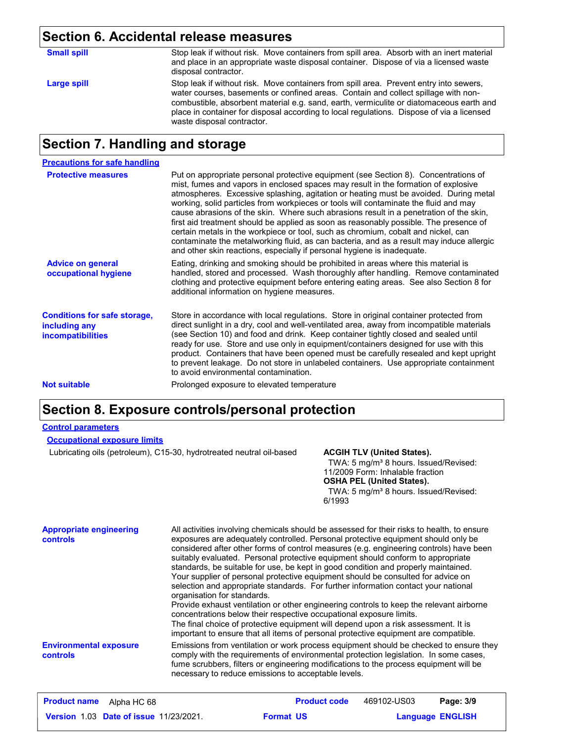## Section 6. Accidental release measures

**Small spill**

Stop leak if without risk. Move containers from spill area. Absorb with an inert material and place in an appropriate waste disposal container. Dispose of via a licensed waste disposal contractor.

**Large spill**

Stop leak if without risk. Move containers from spill area. Prevent entry into sewers, water courses, basements or confined areas. Contain and collect spillage with non-combustible, absorbent material e.g. sand, earth, vermiculite or diatomaceous earth and place in container for disposal according to local regulations. Dispose of via a licensed waste disposal contractor.

## Section 7. Handling and storage

### Precautions for safe handling

**Protective measures**

Put on appropriate personal protective equipment (see Section 8). Concentrations of mist, fumes and vapors in enclosed spaces may result in the formation of explosive atmospheres. Excessive splashing, agitation or heating must be avoided. During metal working, solid particles from workpieces or tools will contaminate the fluid and may cause abrasions of the skin. Where such abrasions result in a penetration of the skin, first aid treatment should be applied as soon as reasonably possible. The presence of certain metals in the workpiece or tool, such as chromium, cobalt and nickel, can contaminate the metalworking fluid, as can bacteria, and as a result may induce allergic and other skin reactions, especially if personal hygiene is inadequate.

**Advice on general occupational hygiene**

Eating, drinking and smoking should be prohibited in areas where this material is handled, stored and processed. Wash thoroughly after handling. Remove contaminated clothing and protective equipment before entering eating areas. See also Section 8 for additional information on hygiene measures.

**Conditions for safe storage, including any incompatibilities**

Store in accordance with local regulations. Store in original container protected from direct sunlight in a dry, cool and well-ventilated area, away from incompatible materials (see Section 10) and food and drink. Keep container tightly closed and sealed until ready for use. Store and use only in equipment/containers designed for use with this product. Containers that have been opened must be carefully resealed and kept upright to prevent leakage. Do not store in unlabeled containers. Use appropriate containment to avoid environmental contamination.

**Not suitable**

Prolonged exposure to elevated temperature

## Section 8. Exposure controls/personal protection

### Control parameters

#### Occupational exposure limits

| | |
|---|---|
| Lubricating oils (petroleum), C15-30, hydrotreated neutral oil-based | **ACGIH TLV (United States).**<br>TWA: 5 mg/m³ 8 hours. Issued/Revised: 11/2009 Form: Inhalable fraction<br>**OSHA PEL (United States).**<br>TWA: 5 mg/m³ 8 hours. Issued/Revised: 6/1993 |

**Appropriate engineering controls**

All activities involving chemicals should be assessed for their risks to health, to ensure exposures are adequately controlled. Personal protective equipment should only be considered after other forms of control measures (e.g. engineering controls) have been suitably evaluated. Personal protective equipment should conform to appropriate standards, be suitable for use, be kept in good condition and properly maintained. Your supplier of personal protective equipment should be consulted for advice on selection and appropriate standards. For further information contact your national organisation for standards.
Provide exhaust ventilation or other engineering controls to keep the relevant airborne concentrations below their respective occupational exposure limits.
The final choice of protective equipment will depend upon a risk assessment. It is important to ensure that all items of personal protective equipment are compatible.

**Environmental exposure controls**

Emissions from ventilation or work process equipment should be checked to ensure they comply with the requirements of environmental protection legislation. In some cases, fume scrubbers, filters or engineering modifications to the process equipment will be necessary to reduce emissions to acceptable levels.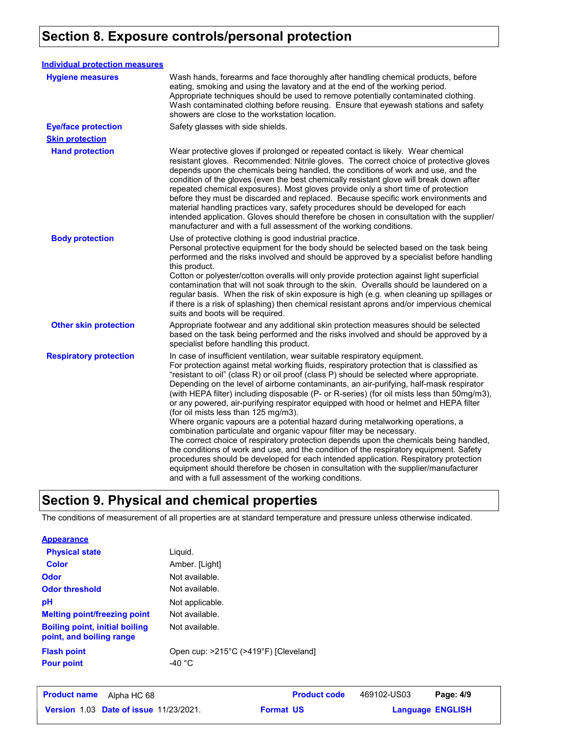## Section 8. Exposure controls/personal protection

**Individual protection measures**

| | |
|---|---|
| **Hygiene measures** | Wash hands, forearms and face thoroughly after handling chemical products, before eating, smoking and using the lavatory and at the end of the working period. Appropriate techniques should be used to remove potentially contaminated clothing. Wash contaminated clothing before reusing. Ensure that eyewash stations and safety showers are close to the workstation location. |
| **Eye/face protection** | Safety glasses with side shields. |
| **Skin protection** | |
| **Hand protection** | Wear protective gloves if prolonged or repeated contact is likely. Wear chemical resistant gloves. Recommended: Nitrile gloves. The correct choice of protective gloves depends upon the chemicals being handled, the conditions of work and use, and the condition of the gloves (even the best chemically resistant glove will break down after repeated chemical exposures). Most gloves provide only a short time of protection before they must be discarded and replaced. Because specific work environments and material handling practices vary, safety procedures should be developed for each intended application. Gloves should therefore be chosen in consultation with the supplier/manufacturer and with a full assessment of the working conditions. |
| **Body protection** | Use of protective clothing is good industrial practice. Personal protective equipment for the body should be selected based on the task being performed and the risks involved and should be approved by a specialist before handling this product. Cotton or polyester/cotton overalls will only provide protection against light superficial contamination that will not soak through to the skin. Overalls should be laundered on a regular basis. When the risk of skin exposure is high (e.g. when cleaning up spillages or if there is a risk of splashing) then chemical resistant aprons and/or impervious chemical suits and boots will be required. |
| **Other skin protection** | Appropriate footwear and any additional skin protection measures should be selected based on the task being performed and the risks involved and should be approved by a specialist before handling this product. |
| **Respiratory protection** | In case of insufficient ventilation, wear suitable respiratory equipment. For protection against metal working fluids, respiratory protection that is classified as "resistant to oil" (class R) or oil proof (class P) should be selected where appropriate. Depending on the level of airborne contaminants, an air-purifying, half-mask respirator (with HEPA filter) including disposable (P- or R-series) (for oil mists less than 50mg/m3), or any powered, air-purifying respirator equipped with hood or helmet and HEPA filter (for oil mists less than 125 mg/m3). Where organic vapours are a potential hazard during metalworking operations, a combination particulate and organic vapour filter may be necessary. The correct choice of respiratory protection depends upon the chemicals being handled, the conditions of work and use, and the condition of the respiratory equipment. Safety procedures should be developed for each intended application. Respiratory protection equipment should therefore be chosen in consultation with the supplier/manufacturer and with a full assessment of the working conditions. |

## Section 9. Physical and chemical properties

The conditions of measurement of all properties are at standard temperature and pressure unless otherwise indicated.

**Appearance**

| | |
|---|---|
| **Physical state** | Liquid. |
| **Color** | Amber. [Light] |
| **Odor** | Not available. |
| **Odor threshold** | Not available. |
| **pH** | Not applicable. |
| **Melting point/freezing point** | Not available. |
| **Boiling point, initial boiling point, and boiling range** | Not available. |
| **Flash point** | Open cup: >215°C (>419°F) [Cleveland] |
| **Pour point** | -40 °C |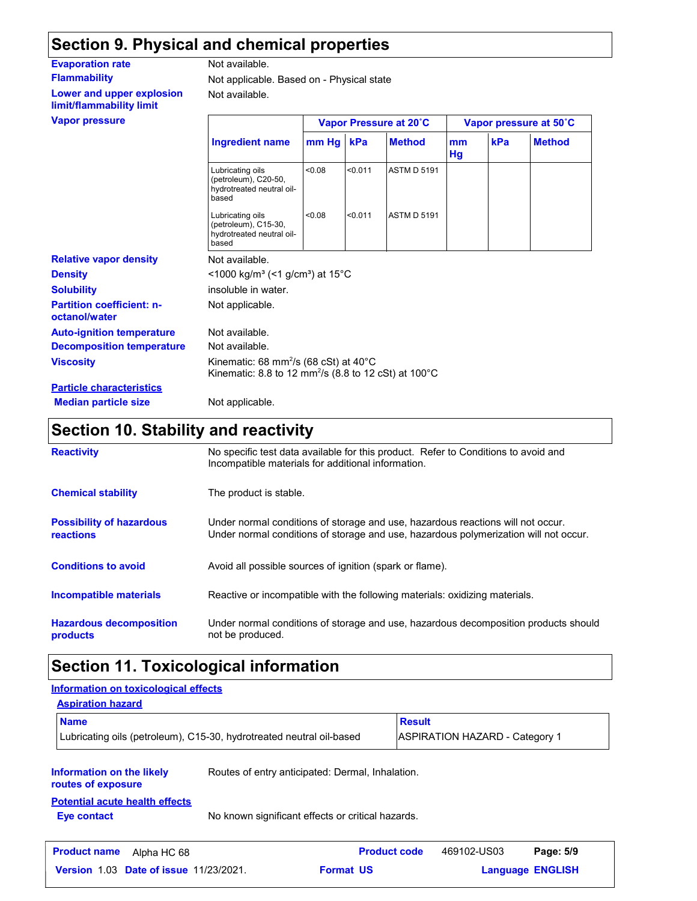## Section 9. Physical and chemical properties

**Evaporation rate** Not available.

**Flammability** Not applicable. Based on - Physical state

**Lower and upper explosion limit/flammability limit** Not available.

**Vapor pressure**

| Ingredient name | Vapor Pressure at 20˚C | | | Vapor pressure at 50˚C | | |
|---|---|---|---|---|---|---|
| | mm Hg | kPa | Method | mm Hg | kPa | Method |
| Lubricating oils (petroleum), C20-50, hydrotreated neutral oil-based | <0.08 | <0.011 | ASTM D 5191 | | | |
| Lubricating oils (petroleum), C15-30, hydrotreated neutral oil-based | <0.08 | <0.011 | ASTM D 5191 | | | |

**Relative vapor density** Not available.

**Density** <1000 kg/m³ (<1 g/cm³) at 15°C

**Solubility** insoluble in water.

**Partition coefficient: n-octanol/water** Not applicable.

**Auto-ignition temperature** Not available.

**Decomposition temperature** Not available.

**Viscosity** Kinematic: 68 $mm^2/s$ (68 cSt) at 40°C
Kinematic: 8.8 to 12 $mm^2/s$ (8.8 to 12 cSt) at 100°C

**Particle characteristics**

**Median particle size** Not applicable.

## Section 10. Stability and reactivity

**Reactivity** No specific test data available for this product. Refer to Conditions to avoid and Incompatible materials for additional information.

**Chemical stability** The product is stable.

**Possibility of hazardous reactions** Under normal conditions of storage and use, hazardous reactions will not occur.
Under normal conditions of storage and use, hazardous polymerization will not occur.

**Conditions to avoid** Avoid all possible sources of ignition (spark or flame).

**Incompatible materials** Reactive or incompatible with the following materials: oxidizing materials.

**Hazardous decomposition products** Under normal conditions of storage and use, hazardous decomposition products should not be produced.

## Section 11. Toxicological information

**Information on toxicological effects**

**Aspiration hazard**

| Name | Result |
|---|---|
| Lubricating oils (petroleum), C15-30, hydrotreated neutral oil-based | ASPIRATION HAZARD - Category 1 |

**Information on the likely routes of exposure** Routes of entry anticipated: Dermal, Inhalation.

**Potential acute health effects**

**Eye contact** No known significant effects or critical hazards.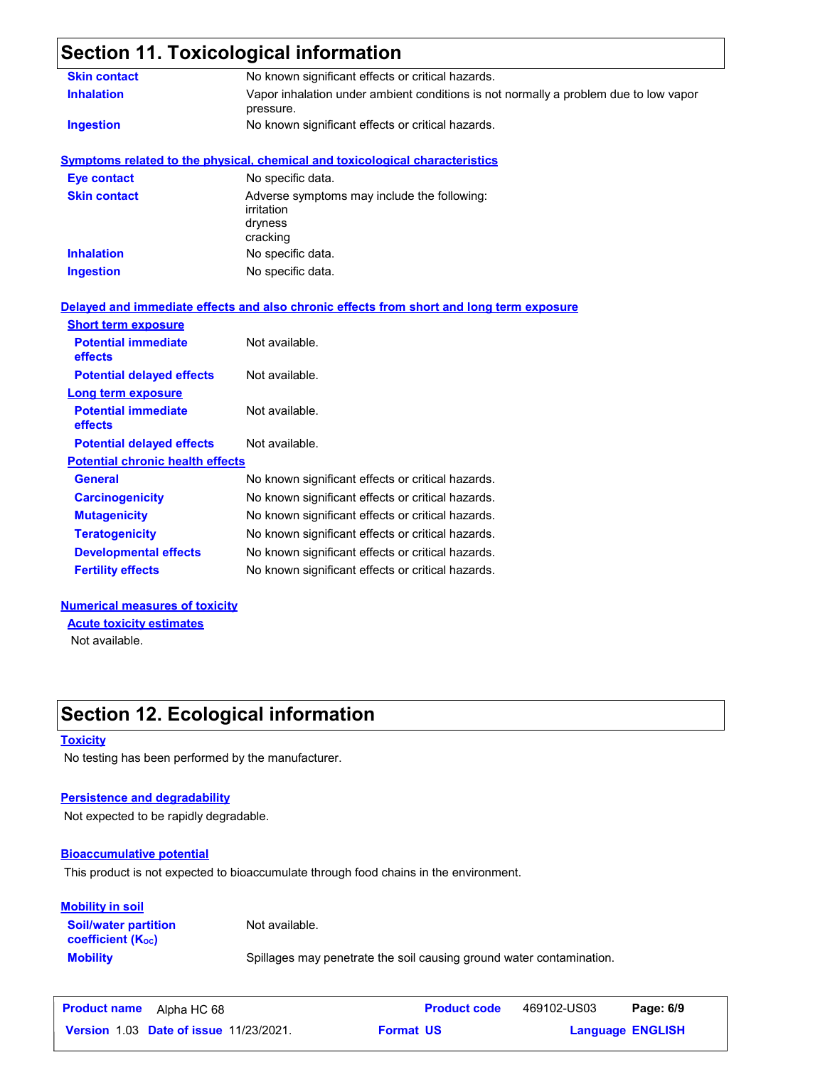## Section 11. Toxicological information

**Skin contact** No known significant effects or critical hazards.

**Inhalation** Vapor inhalation under ambient conditions is not normally a problem due to low vapor pressure.

**Ingestion** No known significant effects or critical hazards.

### Symptoms related to the physical, chemical and toxicological characteristics

**Eye contact** No specific data.

**Skin contact** Adverse symptoms may include the following:
irritation
dryness
cracking

**Inhalation** No specific data.

**Ingestion** No specific data.

### Delayed and immediate effects and also chronic effects from short and long term exposure

**Short term exposure**

**Potential immediate effects** Not available.

**Potential delayed effects** Not available.

**Long term exposure**

**Potential immediate effects** Not available.

**Potential delayed effects** Not available.

**Potential chronic health effects**

**General** No known significant effects or critical hazards.

**Carcinogenicity** No known significant effects or critical hazards.

**Mutagenicity** No known significant effects or critical hazards.

**Teratogenicity** No known significant effects or critical hazards.

**Developmental effects** No known significant effects or critical hazards.

**Fertility effects** No known significant effects or critical hazards.

### Numerical measures of toxicity

**Acute toxicity estimates**

Not available.

## Section 12. Ecological information

### Toxicity

No testing has been performed by the manufacturer.

### Persistence and degradability

Not expected to be rapidly degradable.

### Bioaccumulative potential

This product is not expected to bioaccumulate through food chains in the environment.

### Mobility in soil

**Soil/water partition coefficient ($K_{OC}$)** Not available.

**Mobility** Spillages may penetrate the soil causing ground water contamination.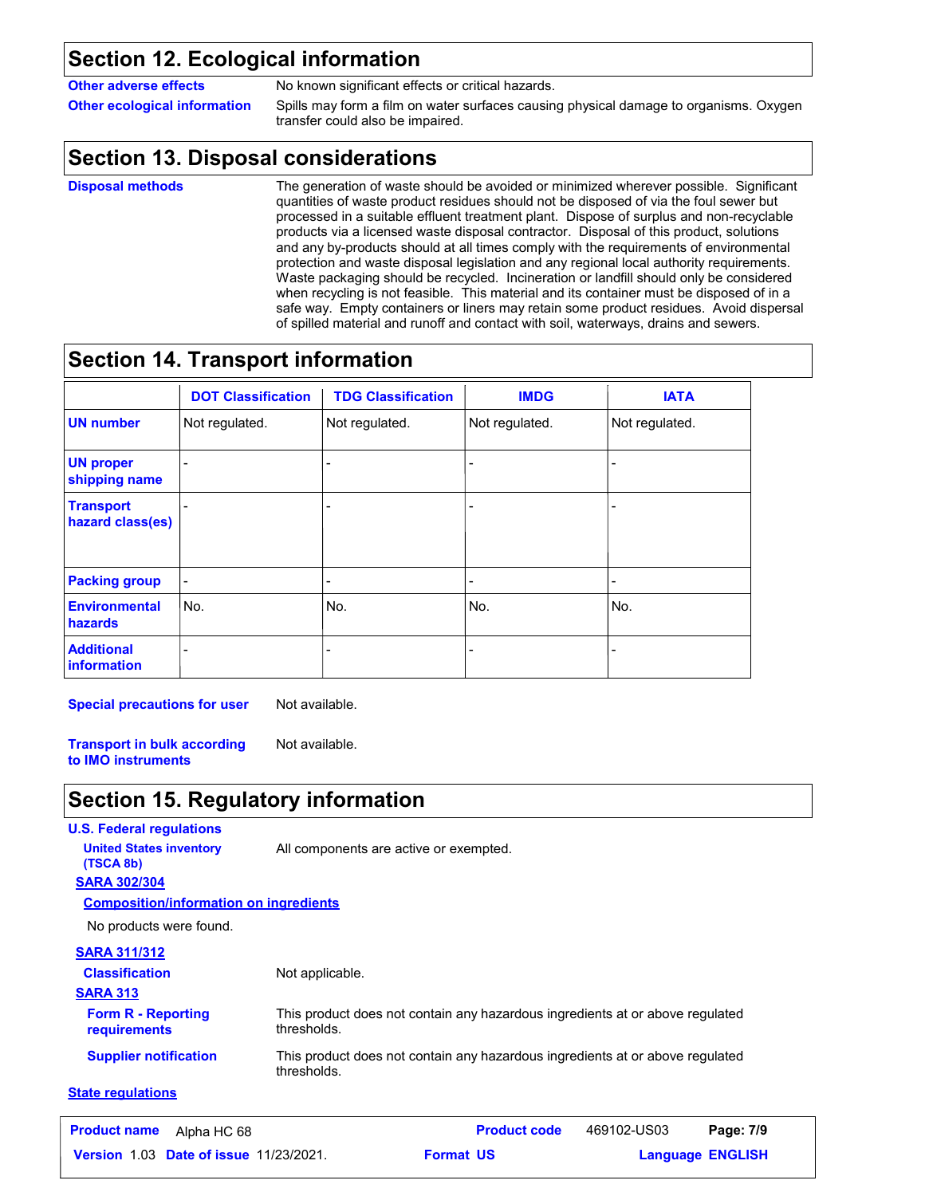## Section 12. Ecological information

**Other adverse effects**: No known significant effects or critical hazards.

**Other ecological information**: Spills may form a film on water surfaces causing physical damage to organisms. Oxygen transfer could also be impaired.

## Section 13. Disposal considerations

**Disposal methods**: The generation of waste should be avoided or minimized wherever possible. Significant quantities of waste product residues should not be disposed of via the foul sewer but processed in a suitable effluent treatment plant. Dispose of surplus and non-recyclable products via a licensed waste disposal contractor. Disposal of this product, solutions and any by-products should at all times comply with the requirements of environmental protection and waste disposal legislation and any regional local authority requirements. Waste packaging should be recycled. Incineration or landfill should only be considered when recycling is not feasible. This material and its container must be disposed of in a safe way. Empty containers or liners may retain some product residues. Avoid dispersal of spilled material and runoff and contact with soil, waterways, drains and sewers.

## Section 14. Transport information

| | DOT Classification | TDG Classification | IMDG | IATA |
|---|---|---|---|---|
| **UN number** | Not regulated. | Not regulated. | Not regulated. | Not regulated. |
| **UN proper shipping name** | - | - | - | - |
| **Transport hazard class(es)** | - | - | - | - |
| **Packing group** | - | - | - | - |
| **Environmental hazards** | No. | No. | No. | No. |
| **Additional information** | - | - | - | - |

**Special precautions for user**: Not available.

**Transport in bulk according to IMO instruments**: Not available.

## Section 15. Regulatory information

**U.S. Federal regulations**

**United States inventory (TSCA 8b)**: All components are active or exempted.

**SARA 302/304**

**Composition/information on ingredients**

No products were found.

**SARA 311/312**

**Classification**: Not applicable.

**SARA 313**

**Form R - Reporting requirements**: This product does not contain any hazardous ingredients at or above regulated thresholds.

**Supplier notification**: This product does not contain any hazardous ingredients at or above regulated thresholds.

**State regulations**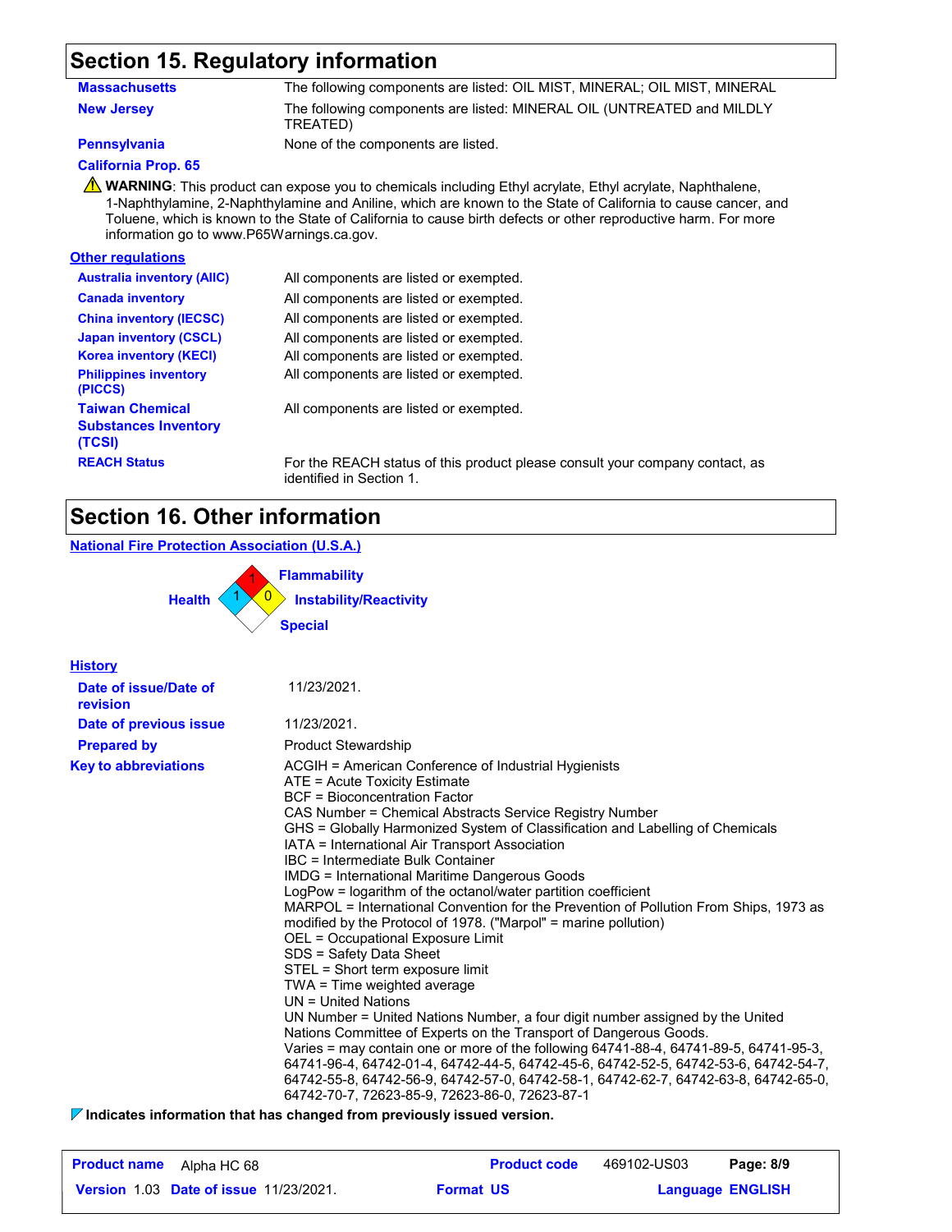## Section 15. Regulatory information

| | |
|---|---|
| **Massachusetts** | The following components are listed: OIL MIST, MINERAL; OIL MIST, MINERAL |
| **New Jersey** | The following components are listed: MINERAL OIL (UNTREATED and MILDLY TREATED) |
| **Pennsylvania** | None of the components are listed. |

**California Prop. 65**

⚠ **WARNING**: This product can expose you to chemicals including Ethyl acrylate, Ethyl acrylate, Naphthalene, 1-Naphthylamine, 2-Naphthylamine and Aniline, which are known to the State of California to cause cancer, and Toluene, which is known to the State of California to cause birth defects or other reproductive harm. For more information go to www.P65Warnings.ca.gov.

**Other regulations**

| | |
|---|---|
| **Australia inventory (AIIC)** | All components are listed or exempted. |
| **Canada inventory** | All components are listed or exempted. |
| **China inventory (IECSC)** | All components are listed or exempted. |
| **Japan inventory (CSCL)** | All components are listed or exempted. |
| **Korea inventory (KECI)** | All components are listed or exempted. |
| **Philippines inventory (PICCS)** | All components are listed or exempted. |
| **Taiwan Chemical Substances Inventory (TCSI)** | All components are listed or exempted. |
| **REACH Status** | For the REACH status of this product please consult your company contact, as identified in Section 1. |

## Section 16. Other information

**National Fire Protection Association (U.S.A.)**

| | |
|---|---|
| **Health** | 1 |
| **Flammability** | 1 |
| **Instability/Reactivity** | 0 |
| **Special** | |

**History**

| | |
|---|---|
| **Date of issue/Date of revision** | 11/23/2021. |
| **Date of previous issue** | 11/23/2021. |
| **Prepared by** | Product Stewardship |

**Key to abbreviations**

ACGIH = American Conference of Industrial Hygienists
ATE = Acute Toxicity Estimate
BCF = Bioconcentration Factor
CAS Number = Chemical Abstracts Service Registry Number
GHS = Globally Harmonized System of Classification and Labelling of Chemicals
IATA = International Air Transport Association
IBC = Intermediate Bulk Container
IMDG = International Maritime Dangerous Goods
LogPow = logarithm of the octanol/water partition coefficient
MARPOL = International Convention for the Prevention of Pollution From Ships, 1973 as modified by the Protocol of 1978. ("Marpol" = marine pollution)
OEL = Occupational Exposure Limit
SDS = Safety Data Sheet
STEL = Short term exposure limit
TWA = Time weighted average
UN = United Nations
UN Number = United Nations Number, a four digit number assigned by the United Nations Committee of Experts on the Transport of Dangerous Goods.
Varies = may contain one or more of the following 64741-88-4, 64741-89-5, 64741-95-3, 64741-96-4, 64742-01-4, 64742-44-5, 64742-45-6, 64742-52-5, 64742-53-6, 64742-54-7, 64742-55-8, 64742-56-9, 64742-57-0, 64742-58-1, 64742-62-7, 64742-63-8, 64742-65-0, 64742-70-7, 72623-85-9, 72623-86-0, 72623-87-1

**Indicates information that has changed from previously issued version.**

| **Product name** Alpha HC 68 | **Product code** 469102-US03 | |
|---|---|---|
| **Version** 1.03 **Date of issue** 11/23/2021. | **Format** US | **Language** ENGLISH |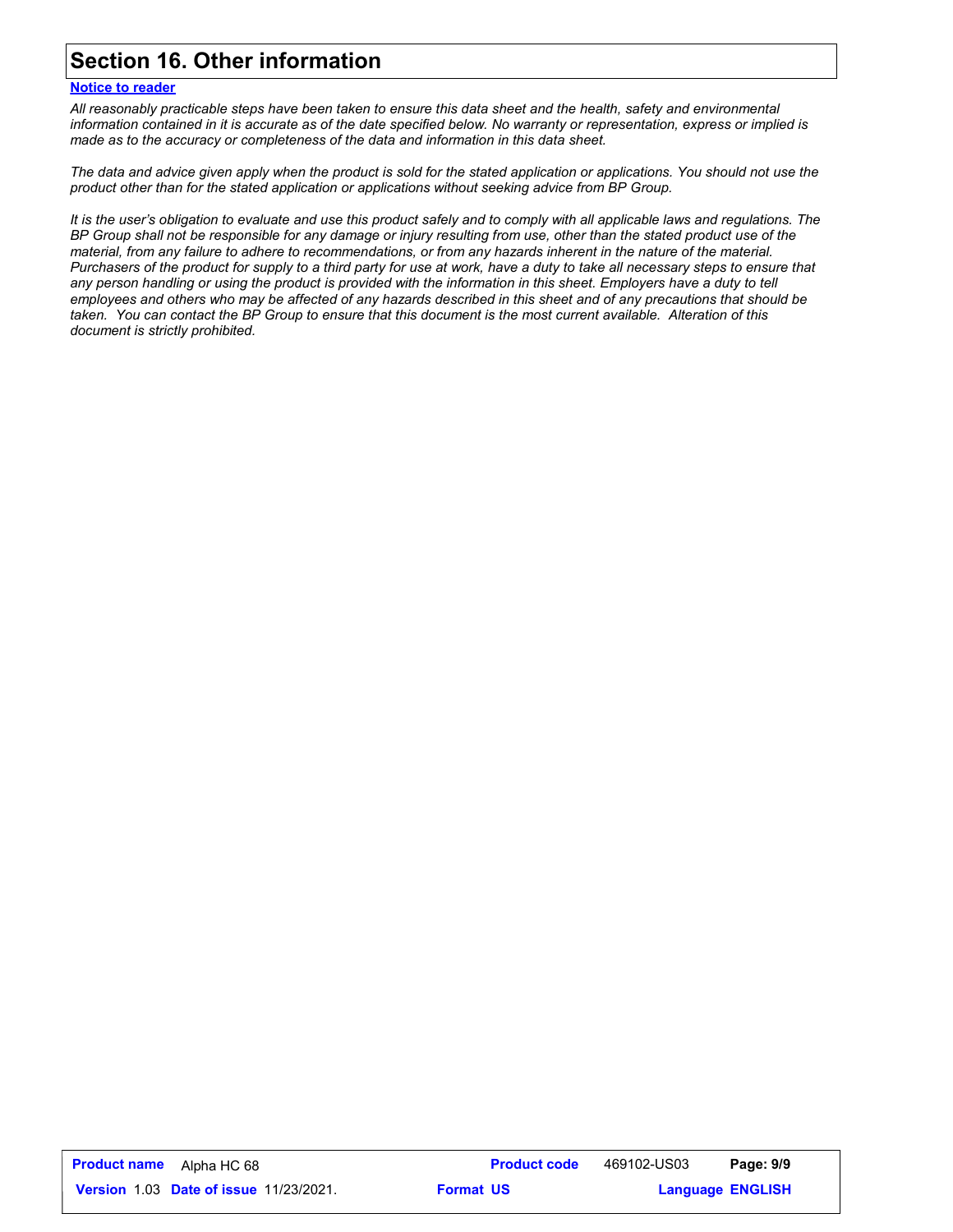# Section 16. Other information

**Notice to reader**

*All reasonably practicable steps have been taken to ensure this data sheet and the health, safety and environmental information contained in it is accurate as of the date specified below. No warranty or representation, express or implied is made as to the accuracy or completeness of the data and information in this data sheet.*

*The data and advice given apply when the product is sold for the stated application or applications. You should not use the product other than for the stated application or applications without seeking advice from BP Group.*

*It is the user's obligation to evaluate and use this product safely and to comply with all applicable laws and regulations. The BP Group shall not be responsible for any damage or injury resulting from use, other than the stated product use of the material, from any failure to adhere to recommendations, or from any hazards inherent in the nature of the material. Purchasers of the product for supply to a third party for use at work, have a duty to take all necessary steps to ensure that any person handling or using the product is provided with the information in this sheet. Employers have a duty to tell employees and others who may be affected of any hazards described in this sheet and of any precautions that should be taken. You can contact the BP Group to ensure that this document is the most current available. Alteration of this document is strictly prohibited.*